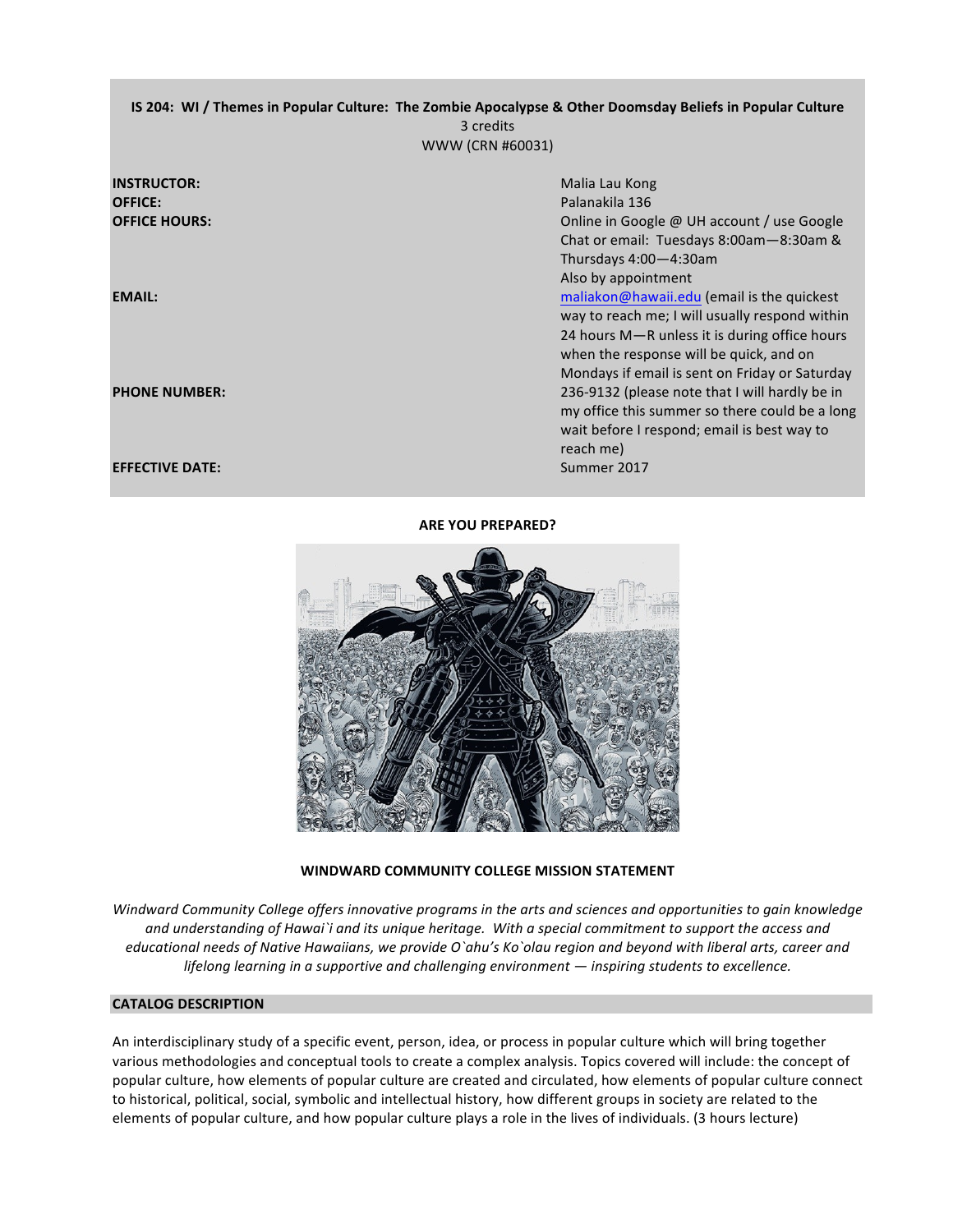**IS 204: WI / Themes in Popular Culture: The Zombie Apocalypse & Other Doomsday Beliefs in Popular Culture**
3 credits
WWW (CRN #60031)

| | |
|---|---|
| **INSTRUCTOR:** | Malia Lau Kong |
| **OFFICE:** | Palanakila 136 |
| **OFFICE HOURS:** | Online in Google @ UH account / use Google Chat or email: Tuesdays 8:00am—8:30am & Thursdays 4:00—4:30am<br>Also by appointment |
| **EMAIL:** | maliakon@hawaii.edu (email is the quickest way to reach me; I will usually respond within 24 hours M—R unless it is during office hours when the response will be quick, and on Mondays if email is sent on Friday or Saturday |
| **PHONE NUMBER:** | 236-9132 (please note that I will hardly be in my office this summer so there could be a long wait before I respond; email is best way to reach me) |
| **EFFECTIVE DATE:** | Summer 2017 |

**ARE YOU PREPARED?**

**WINDWARD COMMUNITY COLLEGE MISSION STATEMENT**

*Windward Community College offers innovative programs in the arts and sciences and opportunities to gain knowledge and understanding of Hawai`i and its unique heritage. With a special commitment to support the access and educational needs of Native Hawaiians, we provide O`ahu's Ko`olau region and beyond with liberal arts, career and lifelong learning in a supportive and challenging environment — inspiring students to excellence.*

## CATALOG DESCRIPTION

An interdisciplinary study of a specific event, person, idea, or process in popular culture which will bring together various methodologies and conceptual tools to create a complex analysis. Topics covered will include: the concept of popular culture, how elements of popular culture are created and circulated, how elements of popular culture connect to historical, political, social, symbolic and intellectual history, how different groups in society are related to the elements of popular culture, and how popular culture plays a role in the lives of individuals. (3 hours lecture)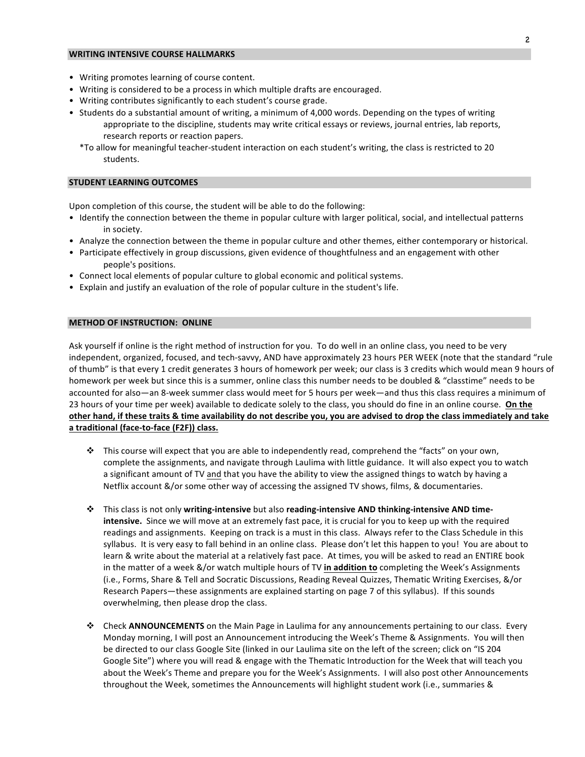## WRITING INTENSIVE COURSE HALLMARKS

- Writing promotes learning of course content.
- Writing is considered to be a process in which multiple drafts are encouraged.
- Writing contributes significantly to each student's course grade.
- Students do a substantial amount of writing, a minimum of 4,000 words. Depending on the types of writing appropriate to the discipline, students may write critical essays or reviews, journal entries, lab reports, research reports or reaction papers.

  *To allow for meaningful teacher-student interaction on each student's writing, the class is restricted to 20 students.

## STUDENT LEARNING OUTCOMES

Upon completion of this course, the student will be able to do the following:

- Identify the connection between the theme in popular culture with larger political, social, and intellectual patterns in society.
- Analyze the connection between the theme in popular culture and other themes, either contemporary or historical.
- Participate effectively in group discussions, given evidence of thoughtfulness and an engagement with other people's positions.
- Connect local elements of popular culture to global economic and political systems.
- Explain and justify an evaluation of the role of popular culture in the student's life.

## METHOD OF INSTRUCTION: ONLINE

Ask yourself if online is the right method of instruction for you. To do well in an online class, you need to be very independent, organized, focused, and tech-savvy, AND have approximately 23 hours PER WEEK (note that the standard "rule of thumb" is that every 1 credit generates 3 hours of homework per week; our class is 3 credits which would mean 9 hours of homework per week but since this is a summer, online class this number needs to be doubled & "classtime" needs to be accounted for also—an 8-week summer class would meet for 5 hours per week—and thus this class requires a minimum of 23 hours of your time per week) available to dedicate solely to the class, you should do fine in an online course. **On the other hand, if these traits & time availability do not describe you, you are advised to drop the class immediately and take a traditional (face-to-face (F2F)) class.**

- This course will expect that you are able to independently read, comprehend the "facts" on your own, complete the assignments, and navigate through Laulima with little guidance. It will also expect you to watch a significant amount of TV and that you have the ability to view the assigned things to watch by having a Netflix account &/or some other way of accessing the assigned TV shows, films, & documentaries.

- This class is not only **writing-intensive** but also **reading-intensive AND thinking-intensive AND time-intensive.** Since we will move at an extremely fast pace, it is crucial for you to keep up with the required readings and assignments. Keeping on track is a must in this class. Always refer to the Class Schedule in this syllabus. It is very easy to fall behind in an online class. Please don't let this happen to you! You are about to learn & write about the material at a relatively fast pace. At times, you will be asked to read an ENTIRE book in the matter of a week &/or watch multiple hours of TV **in addition to** completing the Week's Assignments (i.e., Forms, Share & Tell and Socratic Discussions, Reading Reveal Quizzes, Thematic Writing Exercises, &/or Research Papers—these assignments are explained starting on page 7 of this syllabus). If this sounds overwhelming, then please drop the class.

- Check **ANNOUNCEMENTS** on the Main Page in Laulima for any announcements pertaining to our class. Every Monday morning, I will post an Announcement introducing the Week's Theme & Assignments. You will then be directed to our class Google Site (linked in our Laulima site on the left of the screen; click on "IS 204 Google Site") where you will read & engage with the Thematic Introduction for the Week that will teach you about the Week's Theme and prepare you for the Week's Assignments. I will also post other Announcements throughout the Week, sometimes the Announcements will highlight student work (i.e., summaries &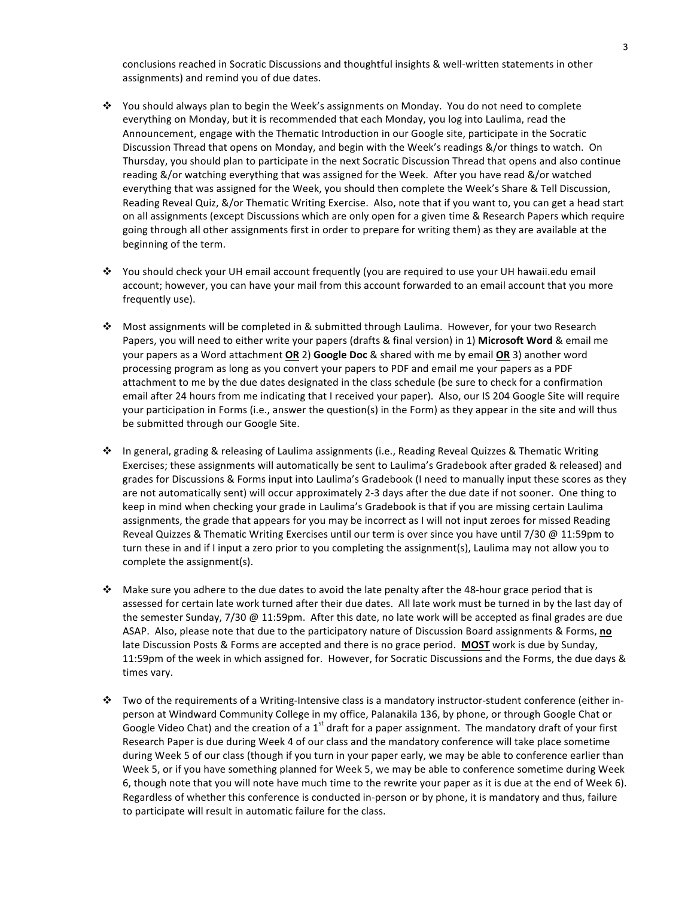conclusions reached in Socratic Discussions and thoughtful insights & well-written statements in other assignments) and remind you of due dates.

- You should always plan to begin the Week's assignments on Monday. You do not need to complete everything on Monday, but it is recommended that each Monday, you log into Laulima, read the Announcement, engage with the Thematic Introduction in our Google site, participate in the Socratic Discussion Thread that opens on Monday, and begin with the Week's readings &/or things to watch. On Thursday, you should plan to participate in the next Socratic Discussion Thread that opens and also continue reading &/or watching everything that was assigned for the Week. After you have read &/or watched everything that was assigned for the Week, you should then complete the Week's Share & Tell Discussion, Reading Reveal Quiz, &/or Thematic Writing Exercise. Also, note that if you want to, you can get a head start on all assignments (except Discussions which are only open for a given time & Research Papers which require going through all other assignments first in order to prepare for writing them) as they are available at the beginning of the term.

- You should check your UH email account frequently (you are required to use your UH hawaii.edu email account; however, you can have your mail from this account forwarded to an email account that you more frequently use).

- Most assignments will be completed in & submitted through Laulima. However, for your two Research Papers, you will need to either write your papers (drafts & final version) in 1) **Microsoft Word** & email me your papers as a Word attachment **<u>OR</u>** 2) **Google Doc** & shared with me by email **<u>OR</u>** 3) another word processing program as long as you convert your papers to PDF and email me your papers as a PDF attachment to me by the due dates designated in the class schedule (be sure to check for a confirmation email after 24 hours from me indicating that I received your paper). Also, our IS 204 Google Site will require your participation in Forms (i.e., answer the question(s) in the Form) as they appear in the site and will thus be submitted through our Google Site.

- In general, grading & releasing of Laulima assignments (i.e., Reading Reveal Quizzes & Thematic Writing Exercises; these assignments will automatically be sent to Laulima's Gradebook after graded & released) and grades for Discussions & Forms input into Laulima's Gradebook (I need to manually input these scores as they are not automatically sent) will occur approximately 2-3 days after the due date if not sooner. One thing to keep in mind when checking your grade in Laulima's Gradebook is that if you are missing certain Laulima assignments, the grade that appears for you may be incorrect as I will not input zeroes for missed Reading Reveal Quizzes & Thematic Writing Exercises until our term is over since you have until 7/30 @ 11:59pm to turn these in and if I input a zero prior to you completing the assignment(s), Laulima may not allow you to complete the assignment(s).

- Make sure you adhere to the due dates to avoid the late penalty after the 48-hour grace period that is assessed for certain late work turned after their due dates. All late work must be turned in by the last day of the semester Sunday, 7/30 @ 11:59pm. After this date, no late work will be accepted as final grades are due ASAP. Also, please note that due to the participatory nature of Discussion Board assignments & Forms, **<u>no</u>** late Discussion Posts & Forms are accepted and there is no grace period. **<u>MOST</u>** work is due by Sunday, 11:59pm of the week in which assigned for. However, for Socratic Discussions and the Forms, the due days & times vary.

- Two of the requirements of a Writing-Intensive class is a mandatory instructor-student conference (either in-person at Windward Community College in my office, Palanakila 136, by phone, or through Google Chat or Google Video Chat) and the creation of a 1st draft for a paper assignment. The mandatory draft of your first Research Paper is due during Week 4 of our class and the mandatory conference will take place sometime during Week 5 of our class (though if you turn in your paper early, we may be able to conference earlier than Week 5, or if you have something planned for Week 5, we may be able to conference sometime during Week 6, though note that you will note have much time to the rewrite your paper as it is due at the end of Week 6). Regardless of whether this conference is conducted in-person or by phone, it is mandatory and thus, failure to participate will result in automatic failure for the class.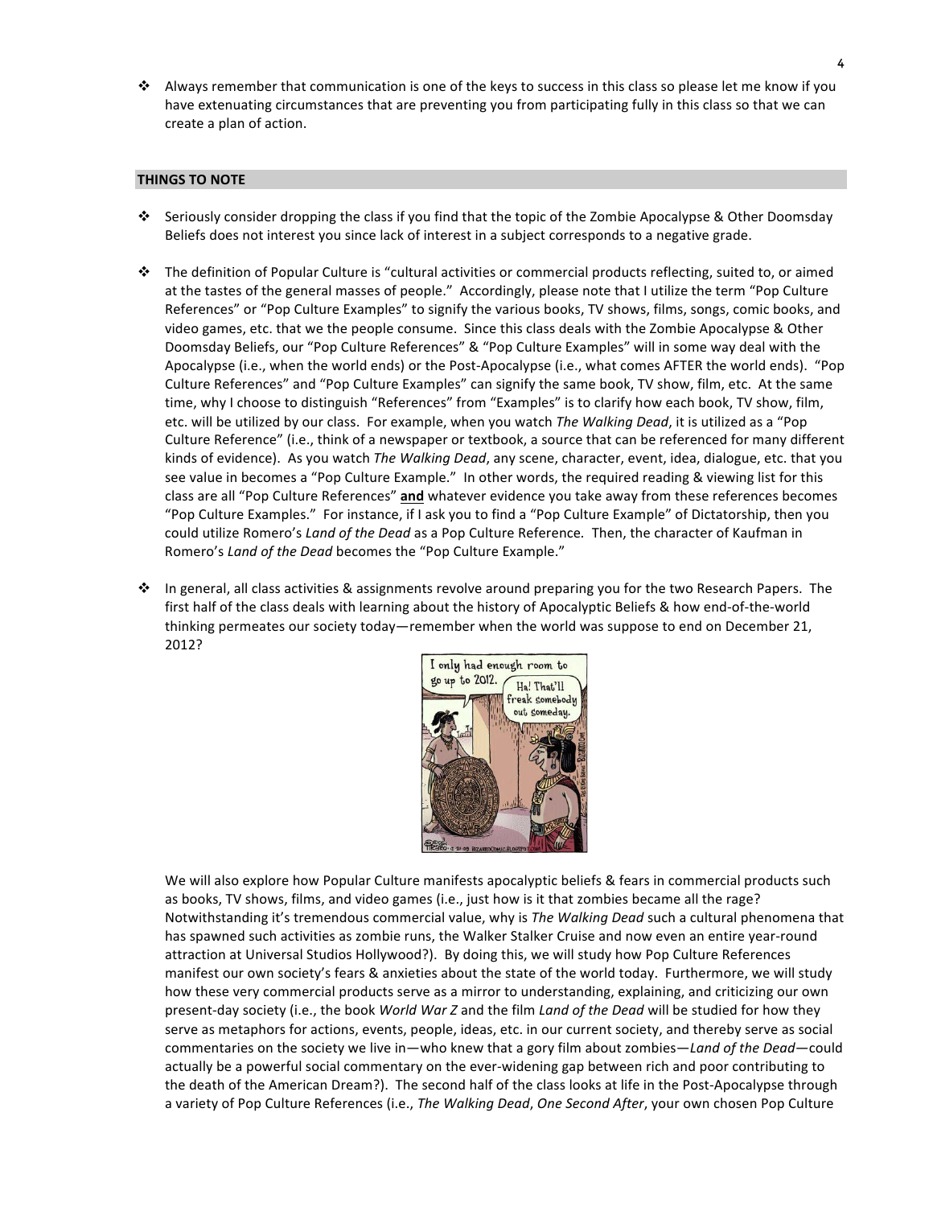- Always remember that communication is one of the keys to success in this class so please let me know if you have extenuating circumstances that are preventing you from participating fully in this class so that we can create a plan of action.

## THINGS TO NOTE

- Seriously consider dropping the class if you find that the topic of the Zombie Apocalypse & Other Doomsday Beliefs does not interest you since lack of interest in a subject corresponds to a negative grade.

- The definition of Popular Culture is "cultural activities or commercial products reflecting, suited to, or aimed at the tastes of the general masses of people." Accordingly, please note that I utilize the term "Pop Culture References" or "Pop Culture Examples" to signify the various books, TV shows, films, songs, comic books, and video games, etc. that we the people consume. Since this class deals with the Zombie Apocalypse & Other Doomsday Beliefs, our "Pop Culture References" & "Pop Culture Examples" will in some way deal with the Apocalypse (i.e., when the world ends) or the Post-Apocalypse (i.e., what comes AFTER the world ends). "Pop Culture References" and "Pop Culture Examples" can signify the same book, TV show, film, etc. At the same time, why I choose to distinguish "References" from "Examples" is to clarify how each book, TV show, film, etc. will be utilized by our class. For example, when you watch *The Walking Dead*, it is utilized as a "Pop Culture Reference" (i.e., think of a newspaper or textbook, a source that can be referenced for many different kinds of evidence). As you watch *The Walking Dead*, any scene, character, event, idea, dialogue, etc. that you see value in becomes a "Pop Culture Example." In other words, the required reading & viewing list for this class are all "Pop Culture References" **<u>and</u>** whatever evidence you take away from these references becomes "Pop Culture Examples." For instance, if I ask you to find a "Pop Culture Example" of Dictatorship, then you could utilize Romero's *Land of the Dead* as a Pop Culture Reference. Then, the character of Kaufman in Romero's *Land of the Dead* becomes the "Pop Culture Example."

- In general, all class activities & assignments revolve around preparing you for the two Research Papers. The first half of the class deals with learning about the history of Apocalyptic Beliefs & how end-of-the-world thinking permeates our society today—remember when the world was suppose to end on December 21, 2012?

  We will also explore how Popular Culture manifests apocalyptic beliefs & fears in commercial products such as books, TV shows, films, and video games (i.e., just how is it that zombies became all the rage? Notwithstanding it's tremendous commercial value, why is *The Walking Dead* such a cultural phenomena that has spawned such activities as zombie runs, the Walker Stalker Cruise and now even an entire year-round attraction at Universal Studios Hollywood?). By doing this, we will study how Pop Culture References manifest our own society's fears & anxieties about the state of the world today. Furthermore, we will study how these very commercial products serve as a mirror to understanding, explaining, and criticizing our own present-day society (i.e., the book *World War Z* and the film *Land of the Dead* will be studied for how they serve as metaphors for actions, events, people, ideas, etc. in our current society, and thereby serve as social commentaries on the society we live in—who knew that a gory film about zombies—*Land of the Dead*—could actually be a powerful social commentary on the ever-widening gap between rich and poor contributing to the death of the American Dream?). The second half of the class looks at life in the Post-Apocalypse through a variety of Pop Culture References (i.e., *The Walking Dead*, *One Second After*, your own chosen Pop Culture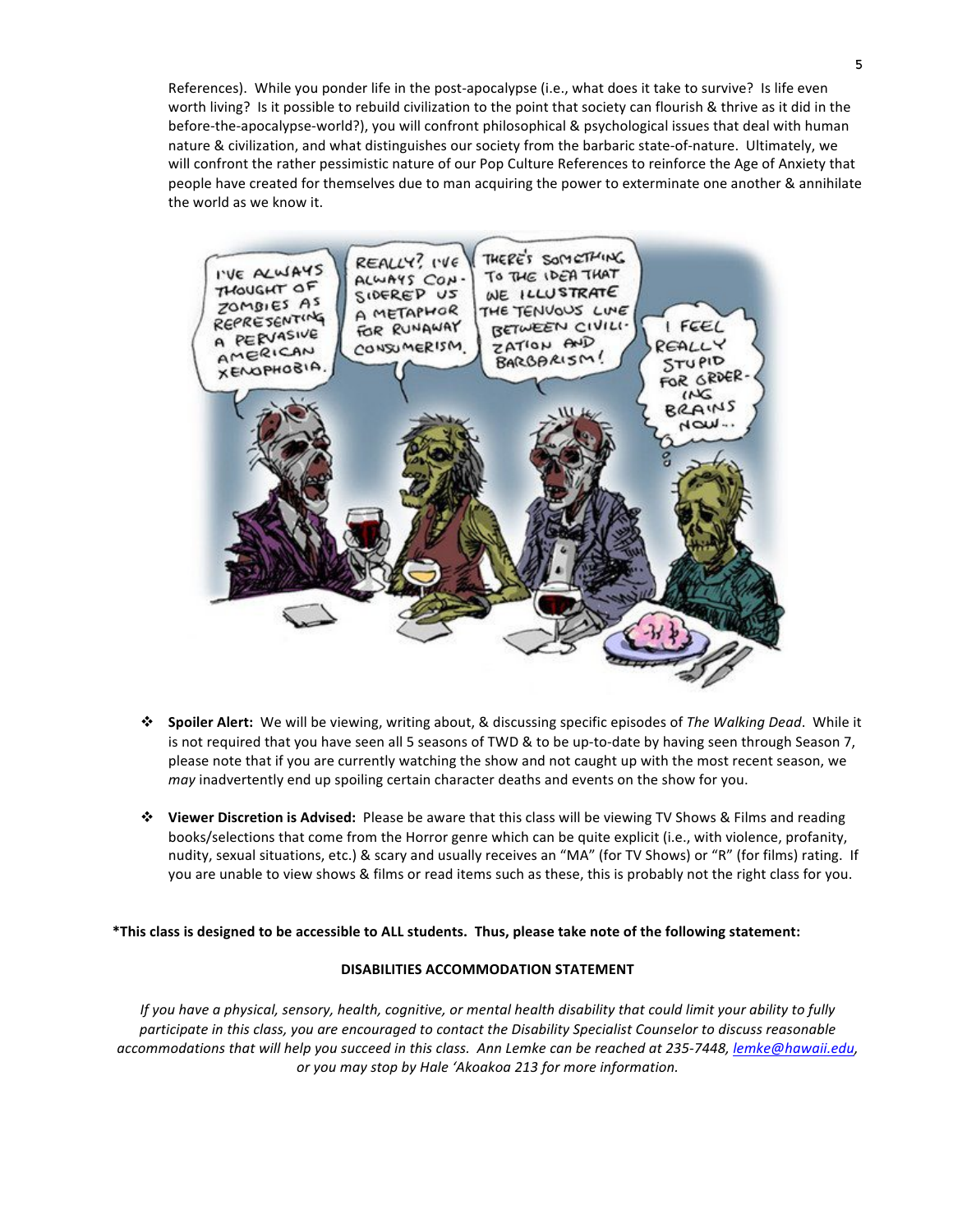References). While you ponder life in the post-apocalypse (i.e., what does it take to survive? Is life even worth living? Is it possible to rebuild civilization to the point that society can flourish & thrive as it did in the before-the-apocalypse-world?), you will confront philosophical & psychological issues that deal with human nature & civilization, and what distinguishes our society from the barbaric state-of-nature. Ultimately, we will confront the rather pessimistic nature of our Pop Culture References to reinforce the Age of Anxiety that people have created for themselves due to man acquiring the power to exterminate one another & annihilate the world as we know it.

- **Spoiler Alert:** We will be viewing, writing about, & discussing specific episodes of *The Walking Dead*. While it is not required that you have seen all 5 seasons of TWD & to be up-to-date by having seen through Season 7, please note that if you are currently watching the show and not caught up with the most recent season, we *may* inadvertently end up spoiling certain character deaths and events on the show for you.

- **Viewer Discretion is Advised:** Please be aware that this class will be viewing TV Shows & Films and reading books/selections that come from the Horror genre which can be quite explicit (i.e., with violence, profanity, nudity, sexual situations, etc.) & scary and usually receives an "MA" (for TV Shows) or "R" (for films) rating. If you are unable to view shows & films or read items such as these, this is probably not the right class for you.

**\*This class is designed to be accessible to ALL students. Thus, please take note of the following statement:**

**DISABILITIES ACCOMMODATION STATEMENT**

*If you have a physical, sensory, health, cognitive, or mental health disability that could limit your ability to fully participate in this class, you are encouraged to contact the Disability Specialist Counselor to discuss reasonable accommodations that will help you succeed in this class. Ann Lemke can be reached at 235-7448, lemke@hawaii.edu, or you may stop by Hale 'Akoakoa 213 for more information.*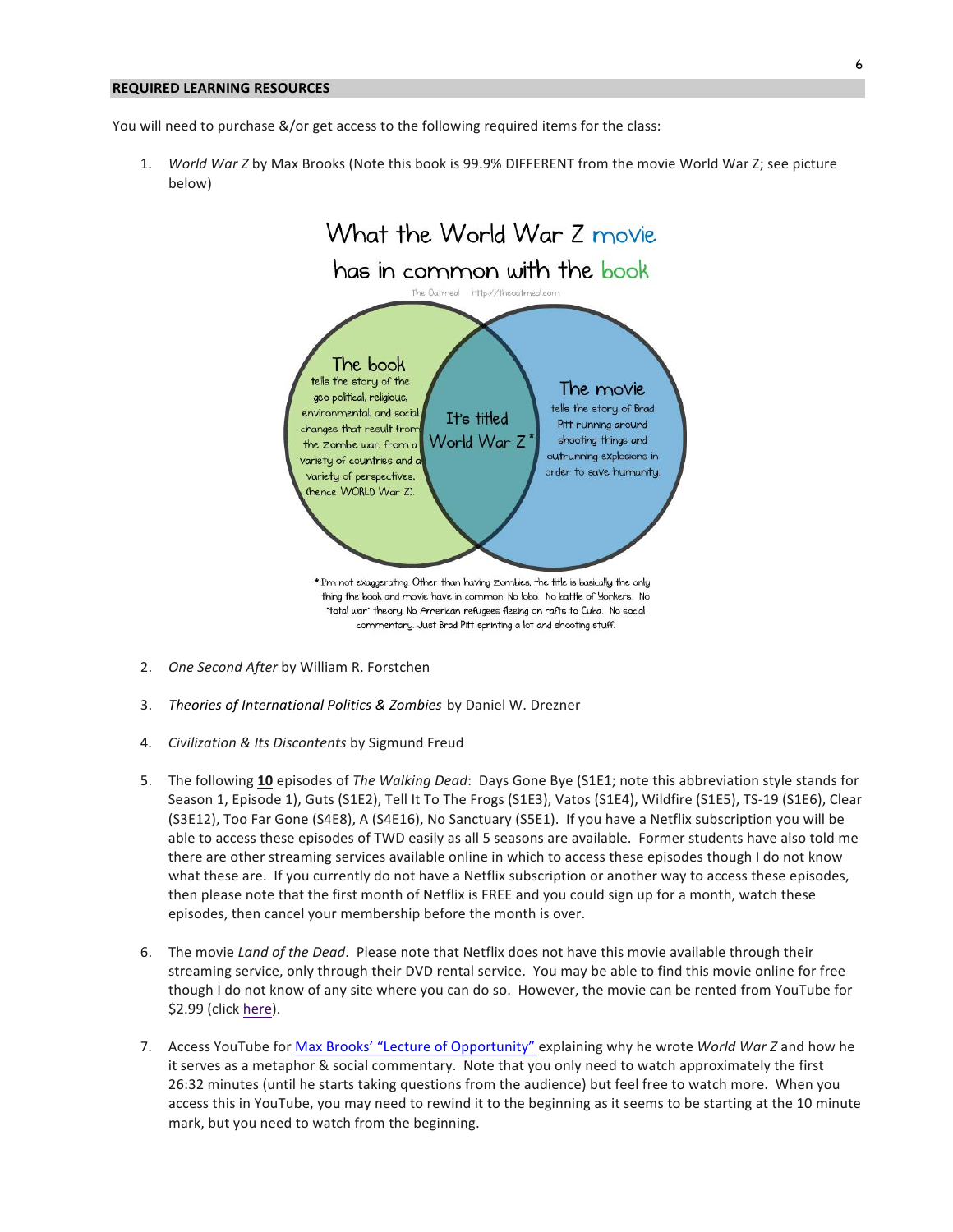## REQUIRED LEARNING RESOURCES

You will need to purchase &/or get access to the following required items for the class:

1. *World War Z* by Max Brooks (Note this book is 99.9% DIFFERENT from the movie World War Z; see picture below)

What the World War Z movie has in common with the book

The Oatmeal http://theoatmeal.com

The book tells the story of the geo-political, religious, environmental, and social changes that result from the zombie war, from a variety of countries and a variety of perspectives, (hence WORLD War Z).

It's titled World War Z*

The movie tells the story of Brad Pitt running around shooting things and outrunning explosions in order to save humanity.

*I'm not exaggerating. Other than having zombies, the title is basically the only thing the book and movie have in common. No lobo. No battle of Yonkers. No "total war" theory. No American refugees fleeing on rafts to Cuba. No social commentary. Just Brad Pitt sprinting a lot and shooting stuff.

2. *One Second After* by William R. Forstchen

3. *Theories of International Politics & Zombies* by Daniel W. Drezner

4. *Civilization & Its Discontents* by Sigmund Freud

5. The following **10** episodes of *The Walking Dead*: Days Gone Bye (S1E1; note this abbreviation style stands for Season 1, Episode 1), Guts (S1E2), Tell It To The Frogs (S1E3), Vatos (S1E4), Wildfire (S1E5), TS-19 (S1E6), Clear (S3E12), Too Far Gone (S4E8), A (S4E16), No Sanctuary (S5E1). If you have a Netflix subscription you will be able to access these episodes of TWD easily as all 5 seasons are available. Former students have also told me there are other streaming services available online in which to access these episodes though I do not know what these are. If you currently do not have a Netflix subscription or another way to access these episodes, then please note that the first month of Netflix is FREE and you could sign up for a month, watch these episodes, then cancel your membership before the month is over.

6. The movie *Land of the Dead*. Please note that Netflix does not have this movie available through their streaming service, only through their DVD rental service. You may be able to find this movie online for free though I do not know of any site where you can do so. However, the movie can be rented from YouTube for $2.99 (click here).

7. Access YouTube for Max Brooks' "Lecture of Opportunity" explaining why he wrote *World War Z* and how he it serves as a metaphor & social commentary. Note that you only need to watch approximately the first 26:32 minutes (until he starts taking questions from the audience) but feel free to watch more. When you access this in YouTube, you may need to rewind it to the beginning as it seems to be starting at the 10 minute mark, but you need to watch from the beginning.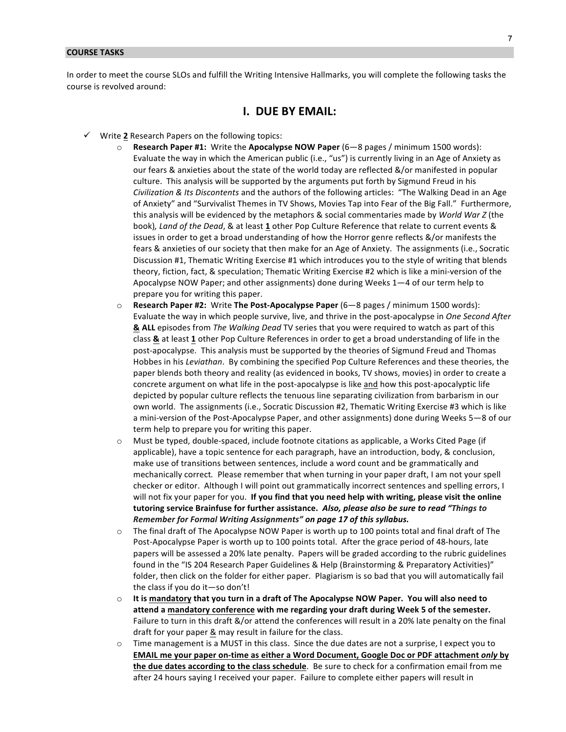## COURSE TASKS

In order to meet the course SLOs and fulfill the Writing Intensive Hallmarks, you will complete the following tasks the course is revolved around:

# I. DUE BY EMAIL:

- ✓ Write **2** Research Papers on the following topics:
  - **Research Paper #1:** Write the **Apocalypse NOW Paper** (6—8 pages / minimum 1500 words): Evaluate the way in which the American public (i.e., "us") is currently living in an Age of Anxiety as our fears & anxieties about the state of the world today are reflected &/or manifested in popular culture. This analysis will be supported by the arguments put forth by Sigmund Freud in his *Civilization & Its Discontents* and the authors of the following articles: "The Walking Dead in an Age of Anxiety" and "Survivalist Themes in TV Shows, Movies Tap into Fear of the Big Fall." Furthermore, this analysis will be evidenced by the metaphors & social commentaries made by *World War Z* (the book)*, Land of the Dead*, & at least **1** other Pop Culture Reference that relate to current events & issues in order to get a broad understanding of how the Horror genre reflects &/or manifests the fears & anxieties of our society that then make for an Age of Anxiety. The assignments (i.e., Socratic Discussion #1, Thematic Writing Exercise #1 which introduces you to the style of writing that blends theory, fiction, fact, & speculation; Thematic Writing Exercise #2 which is like a mini-version of the Apocalypse NOW Paper; and other assignments) done during Weeks 1—4 of our term help to prepare you for writing this paper.
  - **Research Paper #2:** Write **The Post-Apocalypse Paper** (6—8 pages / minimum 1500 words): Evaluate the way in which people survive, live, and thrive in the post-apocalypse in *One Second After* **& ALL** episodes from *The Walking Dead* TV series that you were required to watch as part of this class **&** at least **1** other Pop Culture References in order to get a broad understanding of life in the post-apocalypse. This analysis must be supported by the theories of Sigmund Freud and Thomas Hobbes in his *Leviathan*. By combining the specified Pop Culture References and these theories, the paper blends both theory and reality (as evidenced in books, TV shows, movies) in order to create a concrete argument on what life in the post-apocalypse is like and how this post-apocalyptic life depicted by popular culture reflects the tenuous line separating civilization from barbarism in our own world. The assignments (i.e., Socratic Discussion #2, Thematic Writing Exercise #3 which is like a mini-version of the Post-Apocalypse Paper, and other assignments) done during Weeks 5—8 of our term help to prepare you for writing this paper.
  - Must be typed, double-spaced, include footnote citations as applicable, a Works Cited Page (if applicable), have a topic sentence for each paragraph, have an introduction, body, & conclusion, make use of transitions between sentences, include a word count and be grammatically and mechanically correct. Please remember that when turning in your paper draft, I am not your spell checker or editor. Although I will point out grammatically incorrect sentences and spelling errors, I will not fix your paper for you. **If you find that you need help with writing, please visit the online tutoring service Brainfuse for further assistance.** ***Also, please also be sure to read "Things to Remember for Formal Writing Assignments" on page 17 of this syllabus.***
  - The final draft of The Apocalypse NOW Paper is worth up to 100 points total and final draft of The Post-Apocalypse Paper is worth up to 100 points total. After the grace period of 48-hours, late papers will be assessed a 20% late penalty. Papers will be graded according to the rubric guidelines found in the "IS 204 Research Paper Guidelines & Help (Brainstorming & Preparatory Activities)" folder, then click on the folder for either paper. Plagiarism is so bad that you will automatically fail the class if you do it—so don't!
  - **It is <u>mandatory</u> that you turn in a draft of The Apocalypse NOW Paper. You will also need to attend a <u>mandatory conference</u> with me regarding your draft during Week 5 of the semester.** Failure to turn in this draft &/or attend the conferences will result in a 20% late penalty on the final draft for your paper <u>&</u> may result in failure for the class.
  - Time management is a MUST in this class. Since the due dates are not a surprise, I expect you to **<u>EMAIL me your paper on-time as either a Word Document, Google Doc or PDF attachment *only* by the due dates according to the class schedule</u>**. Be sure to check for a confirmation email from me after 24 hours saying I received your paper. Failure to complete either papers will result in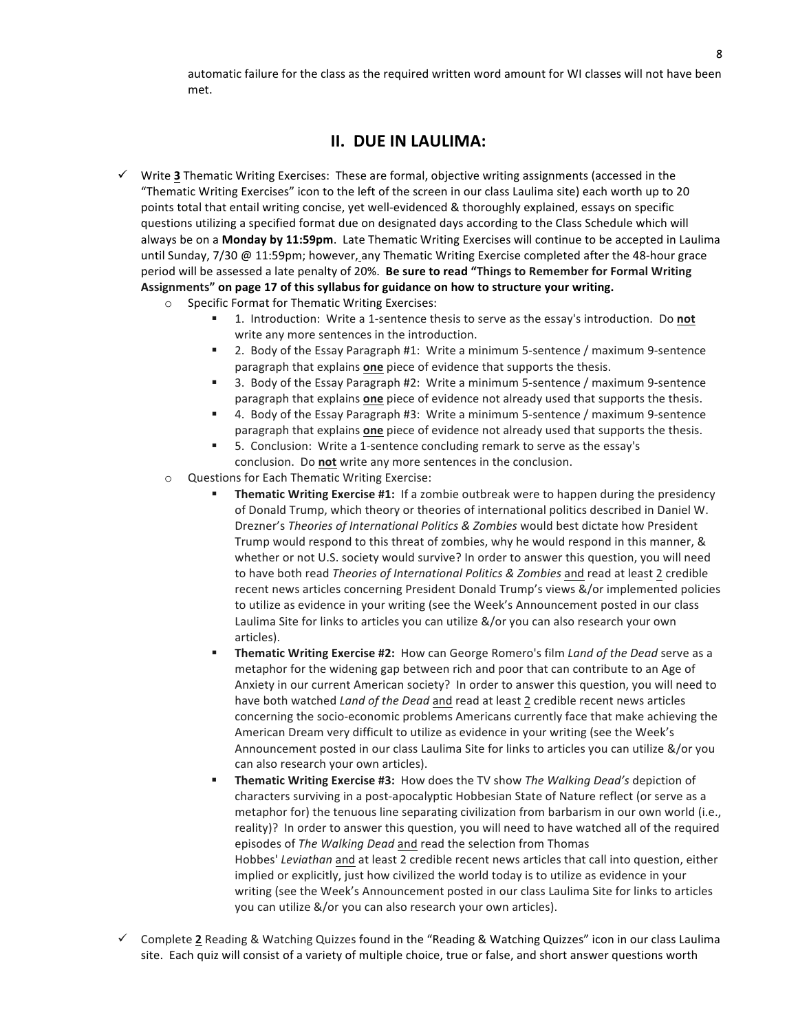automatic failure for the class as the required written word amount for WI classes will not have been met.

## II. DUE IN LAULIMA:

- ✓ Write **3** Thematic Writing Exercises: These are formal, objective writing assignments (accessed in the "Thematic Writing Exercises" icon to the left of the screen in our class Laulima site) each worth up to 20 points total that entail writing concise, yet well-evidenced & thoroughly explained, essays on specific questions utilizing a specified format due on designated days according to the Class Schedule which will always be on a **Monday by 11:59pm**. Late Thematic Writing Exercises will continue to be accepted in Laulima until Sunday, 7/30 @ 11:59pm; however, any Thematic Writing Exercise completed after the 48-hour grace period will be assessed a late penalty of 20%. **Be sure to read "Things to Remember for Formal Writing Assignments" on page 17 of this syllabus for guidance on how to structure your writing.**
    - Specific Format for Thematic Writing Exercises:
        - 1. Introduction: Write a 1-sentence thesis to serve as the essay's introduction. Do **not** write any more sentences in the introduction.
        - 2. Body of the Essay Paragraph #1: Write a minimum 5-sentence / maximum 9-sentence paragraph that explains **one** piece of evidence that supports the thesis.
        - 3. Body of the Essay Paragraph #2: Write a minimum 5-sentence / maximum 9-sentence paragraph that explains **one** piece of evidence not already used that supports the thesis.
        - 4. Body of the Essay Paragraph #3: Write a minimum 5-sentence / maximum 9-sentence paragraph that explains **one** piece of evidence not already used that supports the thesis.
        - 5. Conclusion: Write a 1-sentence concluding remark to serve as the essay's conclusion. Do **not** write any more sentences in the conclusion.
    - Questions for Each Thematic Writing Exercise:
        - **Thematic Writing Exercise #1:** If a zombie outbreak were to happen during the presidency of Donald Trump, which theory or theories of international politics described in Daniel W. Drezner's *Theories of International Politics & Zombies* would best dictate how President Trump would respond to this threat of zombies, why he would respond in this manner, & whether or not U.S. society would survive? In order to answer this question, you will need to have both read *Theories of International Politics & Zombies* and read at least 2 credible recent news articles concerning President Donald Trump's views &/or implemented policies to utilize as evidence in your writing (see the Week's Announcement posted in our class Laulima Site for links to articles you can utilize &/or you can also research your own articles).
        - **Thematic Writing Exercise #2:** How can George Romero's film *Land of the Dead* serve as a metaphor for the widening gap between rich and poor that can contribute to an Age of Anxiety in our current American society? In order to answer this question, you will need to have both watched *Land of the Dead* and read at least 2 credible recent news articles concerning the socio-economic problems Americans currently face that make achieving the American Dream very difficult to utilize as evidence in your writing (see the Week's Announcement posted in our class Laulima Site for links to articles you can utilize &/or you can also research your own articles).
        - **Thematic Writing Exercise #3:** How does the TV show *The Walking Dead's* depiction of characters surviving in a post-apocalyptic Hobbesian State of Nature reflect (or serve as a metaphor for) the tenuous line separating civilization from barbarism in our own world (i.e., reality)? In order to answer this question, you will need to have watched all of the required episodes of *The Walking Dead* and read the selection from Thomas Hobbes' *Leviathan* and at least 2 credible recent news articles that call into question, either implied or explicitly, just how civilized the world today is to utilize as evidence in your writing (see the Week's Announcement posted in our class Laulima Site for links to articles you can utilize &/or you can also research your own articles).
- ✓ Complete **2** Reading & Watching Quizzes found in the "Reading & Watching Quizzes" icon in our class Laulima site. Each quiz will consist of a variety of multiple choice, true or false, and short answer questions worth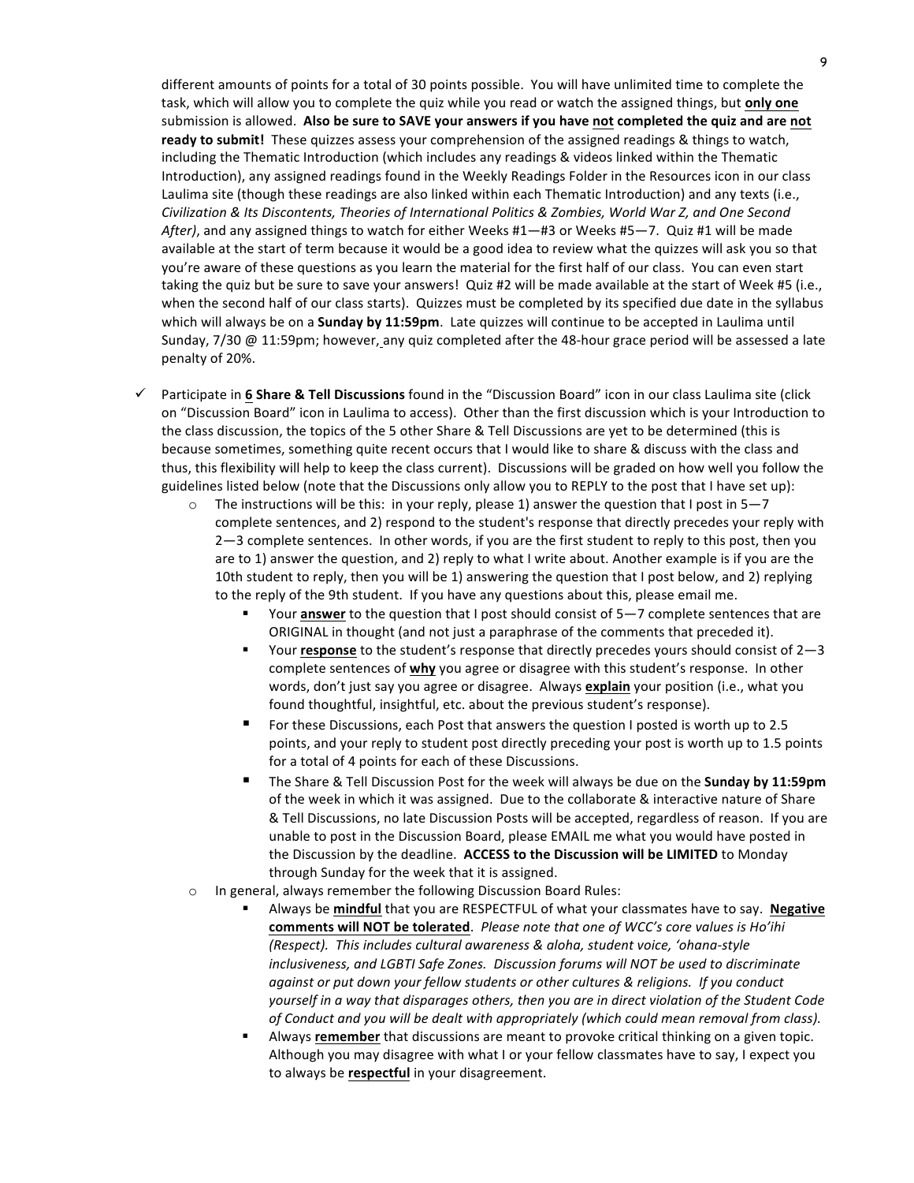different amounts of points for a total of 30 points possible. You will have unlimited time to complete the task, which will allow you to complete the quiz while you read or watch the assigned things, but **only one** submission is allowed. **Also be sure to SAVE your answers if you have not completed the quiz and are not ready to submit!** These quizzes assess your comprehension of the assigned readings & things to watch, including the Thematic Introduction (which includes any readings & videos linked within the Thematic Introduction), any assigned readings found in the Weekly Readings Folder in the Resources icon in our class Laulima site (though these readings are also linked within each Thematic Introduction) and any texts (i.e., *Civilization & Its Discontents, Theories of International Politics & Zombies, World War Z, and One Second After)*, and any assigned things to watch for either Weeks #1—#3 or Weeks #5—7. Quiz #1 will be made available at the start of term because it would be a good idea to review what the quizzes will ask you so that you're aware of these questions as you learn the material for the first half of our class. You can even start taking the quiz but be sure to save your answers! Quiz #2 will be made available at the start of Week #5 (i.e., when the second half of our class starts). Quizzes must be completed by its specified due date in the syllabus which will always be on a **Sunday by 11:59pm**. Late quizzes will continue to be accepted in Laulima until Sunday, 7/30 @ 11:59pm; however, any quiz completed after the 48-hour grace period will be assessed a late penalty of 20%.

- ✓ Participate in **6 Share & Tell Discussions** found in the "Discussion Board" icon in our class Laulima site (click on "Discussion Board" icon in Laulima to access). Other than the first discussion which is your Introduction to the class discussion, the topics of the 5 other Share & Tell Discussions are yet to be determined (this is because sometimes, something quite recent occurs that I would like to share & discuss with the class and thus, this flexibility will help to keep the class current). Discussions will be graded on how well you follow the guidelines listed below (note that the Discussions only allow you to REPLY to the post that I have set up):
  - The instructions will be this: in your reply, please 1) answer the question that I post in 5—7 complete sentences, and 2) respond to the student's response that directly precedes your reply with 2—3 complete sentences. In other words, if you are the first student to reply to this post, then you are to 1) answer the question, and 2) reply to what I write about. Another example is if you are the 10th student to reply, then you will be 1) answering the question that I post below, and 2) replying to the reply of the 9th student. If you have any questions about this, please email me.
    - Your **answer** to the question that I post should consist of 5—7 complete sentences that are ORIGINAL in thought (and not just a paraphrase of the comments that preceded it).
    - Your **response** to the student's response that directly precedes yours should consist of 2—3 complete sentences of **why** you agree or disagree with this student's response. In other words, don't just say you agree or disagree. Always **explain** your position (i.e., what you found thoughtful, insightful, etc. about the previous student's response).
    - For these Discussions, each Post that answers the question I posted is worth up to 2.5 points, and your reply to student post directly preceding your post is worth up to 1.5 points for a total of 4 points for each of these Discussions.
    - The Share & Tell Discussion Post for the week will always be due on the **Sunday by 11:59pm** of the week in which it was assigned. Due to the collaborate & interactive nature of Share & Tell Discussions, no late Discussion Posts will be accepted, regardless of reason. If you are unable to post in the Discussion Board, please EMAIL me what you would have posted in the Discussion by the deadline. **ACCESS to the Discussion will be LIMITED** to Monday through Sunday for the week that it is assigned.
  - In general, always remember the following Discussion Board Rules:
    - Always be **mindful** that you are RESPECTFUL of what your classmates have to say. **Negative comments will NOT be tolerated**. *Please note that one of WCC's core values is Ho'ihi (Respect). This includes cultural awareness & aloha, student voice, 'ohana-style inclusiveness, and LGBTI Safe Zones. Discussion forums will NOT be used to discriminate against or put down your fellow students or other cultures & religions. If you conduct yourself in a way that disparages others, then you are in direct violation of the Student Code of Conduct and you will be dealt with appropriately (which could mean removal from class).*
    - Always **remember** that discussions are meant to provoke critical thinking on a given topic. Although you may disagree with what I or your fellow classmates have to say, I expect you to always be **respectful** in your disagreement.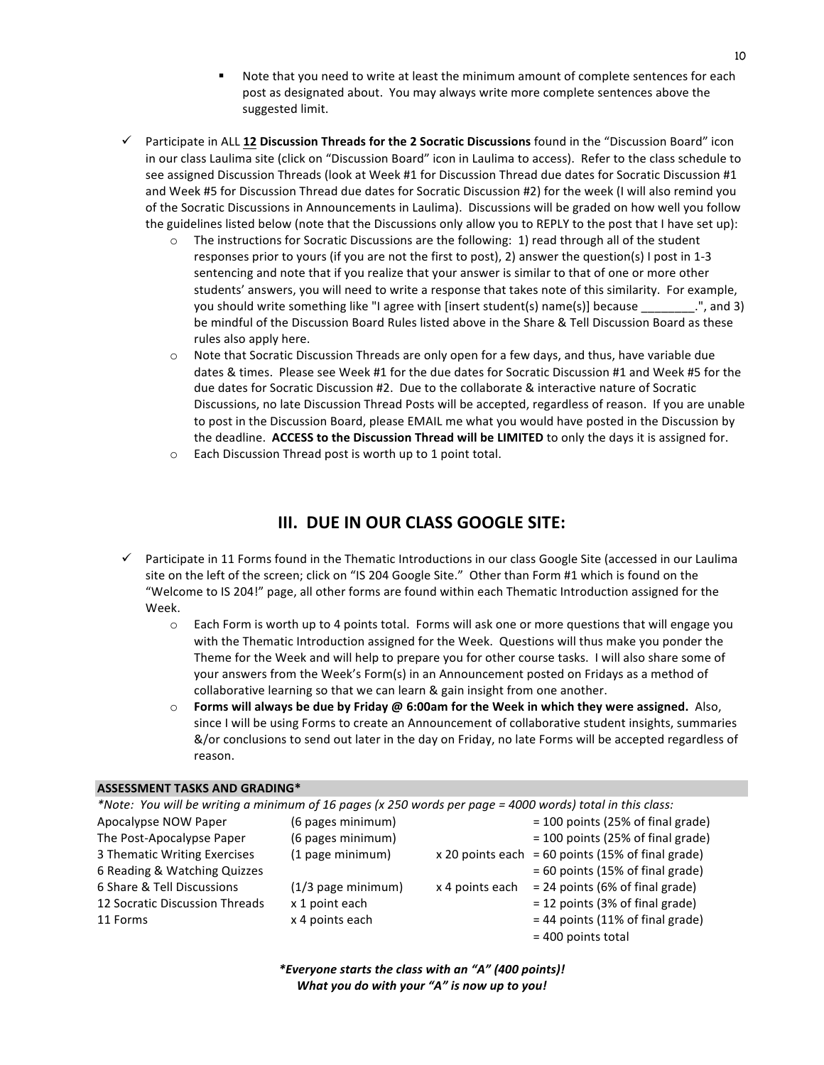- Note that you need to write at least the minimum amount of complete sentences for each post as designated about. You may always write more complete sentences above the suggested limit.

- ✓ Participate in ALL **12 Discussion Threads for the 2 Socratic Discussions** found in the "Discussion Board" icon in our class Laulima site (click on "Discussion Board" icon in Laulima to access). Refer to the class schedule to see assigned Discussion Threads (look at Week #1 for Discussion Thread due dates for Socratic Discussion #1 and Week #5 for Discussion Thread due dates for Socratic Discussion #2) for the week (I will also remind you of the Socratic Discussions in Announcements in Laulima). Discussions will be graded on how well you follow the guidelines listed below (note that the Discussions only allow you to REPLY to the post that I have set up):
   - The instructions for Socratic Discussions are the following: 1) read through all of the student responses prior to yours (if you are not the first to post), 2) answer the question(s) I post in 1-3 sentencing and note that if you realize that your answer is similar to that of one or more other students' answers, you will need to write a response that takes note of this similarity. For example, you should write something like "I agree with [insert student(s) name(s)] because ________.", and 3) be mindful of the Discussion Board Rules listed above in the Share & Tell Discussion Board as these rules also apply here.
   - Note that Socratic Discussion Threads are only open for a few days, and thus, have variable due dates & times. Please see Week #1 for the due dates for Socratic Discussion #1 and Week #5 for the due dates for Socratic Discussion #2. Due to the collaborate & interactive nature of Socratic Discussions, no late Discussion Thread Posts will be accepted, regardless of reason. If you are unable to post in the Discussion Board, please EMAIL me what you would have posted in the Discussion by the deadline. **ACCESS to the Discussion Thread will be LIMITED** to only the days it is assigned for.
   - Each Discussion Thread post is worth up to 1 point total.

## III. DUE IN OUR CLASS GOOGLE SITE:

- ✓ Participate in 11 Forms found in the Thematic Introductions in our class Google Site (accessed in our Laulima site on the left of the screen; click on "IS 204 Google Site." Other than Form #1 which is found on the "Welcome to IS 204!" page, all other forms are found within each Thematic Introduction assigned for the Week.
   - Each Form is worth up to 4 points total. Forms will ask one or more questions that will engage you with the Thematic Introduction assigned for the Week. Questions will thus make you ponder the Theme for the Week and will help to prepare you for other course tasks. I will also share some of your answers from the Week's Form(s) in an Announcement posted on Fridays as a method of collaborative learning so that we can learn & gain insight from one another.
   - **Forms will always be due by Friday @ 6:00am for the Week in which they were assigned.** Also, since I will be using Forms to create an Announcement of collaborative student insights, summaries &/or conclusions to send out later in the day on Friday, no late Forms will be accepted regardless of reason.

**ASSESSMENT TASKS AND GRADING***

*\*Note: You will be writing a minimum of 16 pages (x 250 words per page = 4000 words) total in this class:*

| | | | |
|---|---|---|---|
| Apocalypse NOW Paper | (6 pages minimum) | | = 100 points (25% of final grade) |
| The Post-Apocalypse Paper | (6 pages minimum) | | = 100 points (25% of final grade) |
| 3 Thematic Writing Exercises | (1 page minimum) | x 20 points each | = 60 points (15% of final grade) |
| 6 Reading & Watching Quizzes | | | = 60 points (15% of final grade) |
| 6 Share & Tell Discussions | (1/3 page minimum) | x 4 points each | = 24 points (6% of final grade) |
| 12 Socratic Discussion Threads | x 1 point each | | = 12 points (3% of final grade) |
| 11 Forms | x 4 points each | | = 44 points (11% of final grade) |
| | | | = 400 points total |

***\*Everyone starts the class with an "A" (400 points)!***
***What you do with your "A" is now up to you!***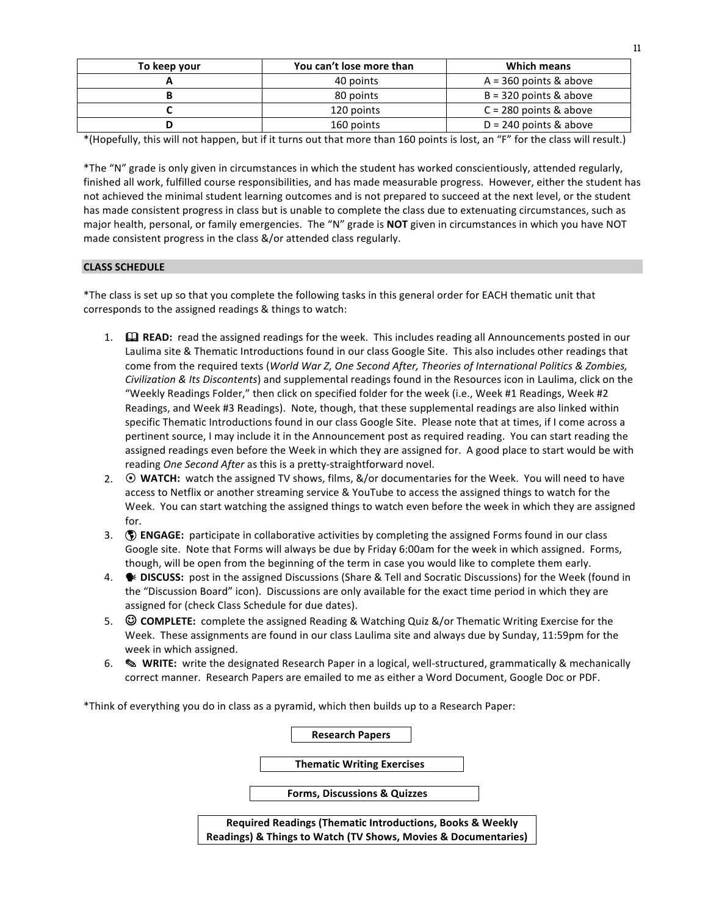| To keep your | You can't lose more than | Which means |
|---|---|---|
| A | 40 points | A = 360 points & above |
| B | 80 points | B = 320 points & above |
| C | 120 points | C = 280 points & above |
| D | 160 points | D = 240 points & above |

*(Hopefully, this will not happen, but if it turns out that more than 160 points is lost, an "F" for the class will result.)

*The "N" grade is only given in circumstances in which the student has worked conscientiously, attended regularly, finished all work, fulfilled course responsibilities, and has made measurable progress. However, either the student has not achieved the minimal student learning outcomes and is not prepared to succeed at the next level, or the student has made consistent progress in class but is unable to complete the class due to extenuating circumstances, such as major health, personal, or family emergencies. The "N" grade is **NOT** given in circumstances in which you have NOT made consistent progress in the class &/or attended class regularly.

## CLASS SCHEDULE

*The class is set up so that you complete the following tasks in this general order for EACH thematic unit that corresponds to the assigned readings & things to watch:

1. 🕮 **READ:** read the assigned readings for the week. This includes reading all Announcements posted in our Laulima site & Thematic Introductions found in our class Google Site. This also includes other readings that come from the required texts (*World War Z, One Second After, Theories of International Politics & Zombies, Civilization & Its Discontents*) and supplemental readings found in the Resources icon in Laulima, click on the "Weekly Readings Folder," then click on specified folder for the week (i.e., Week #1 Readings, Week #2 Readings, and Week #3 Readings). Note, though, that these supplemental readings are also linked within specific Thematic Introductions found in our class Google Site. Please note that at times, if I come across a pertinent source, I may include it in the Announcement post as required reading. You can start reading the assigned readings even before the Week in which they are assigned for. A good place to start would be with reading *One Second After* as this is a pretty-straightforward novel.
2. ⦿ **WATCH:** watch the assigned TV shows, films, &/or documentaries for the Week. You will need to have access to Netflix or another streaming service & YouTube to access the assigned things to watch for the Week. You can start watching the assigned things to watch even before the week in which they are assigned for.
3. 🌎 **ENGAGE:** participate in collaborative activities by completing the assigned Forms found in our class Google site. Note that Forms will always be due by Friday 6:00am for the week in which assigned. Forms, though, will be open from the beginning of the term in case you would like to complete them early.
4. 🗣 **DISCUSS:** post in the assigned Discussions (Share & Tell and Socratic Discussions) for the Week (found in the "Discussion Board" icon). Discussions are only available for the exact time period in which they are assigned for (check Class Schedule for due dates).
5. ☺ **COMPLETE:** complete the assigned Reading & Watching Quiz &/or Thematic Writing Exercise for the Week. These assignments are found in our class Laulima site and always due by Sunday, 11:59pm for the week in which assigned.
6. ✎ **WRITE:** write the designated Research Paper in a logical, well-structured, grammatically & mechanically correct manner. Research Papers are emailed to me as either a Word Document, Google Doc or PDF.

*Think of everything you do in class as a pyramid, which then builds up to a Research Paper:

**Research Papers**

**Thematic Writing Exercises**

**Forms, Discussions & Quizzes**

**Required Readings (Thematic Introductions, Books & Weekly Readings) & Things to Watch (TV Shows, Movies & Documentaries)**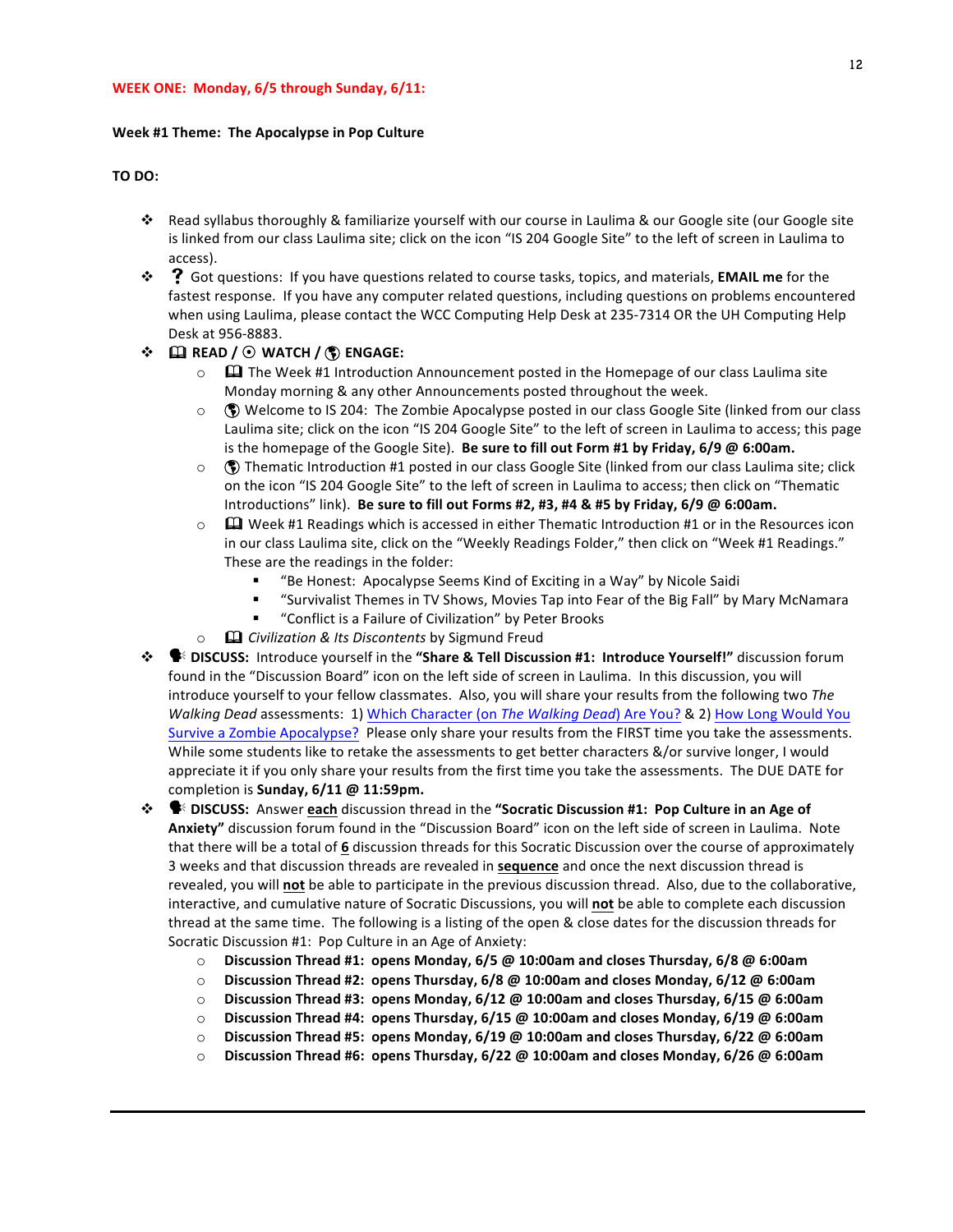**WEEK ONE: Monday, 6/5 through Sunday, 6/11:**

**Week #1 Theme: The Apocalypse in Pop Culture**

**TO DO:**

- Read syllabus thoroughly & familiarize yourself with our course in Laulima & our Google site (our Google site is linked from our class Laulima site; click on the icon "IS 204 Google Site" to the left of screen in Laulima to access).
- ❓ Got questions: If you have questions related to course tasks, topics, and materials, **EMAIL me** for the fastest response. If you have any computer related questions, including questions on problems encountered when using Laulima, please contact the WCC Computing Help Desk at 235-7314 OR the UH Computing Help Desk at 956-8883.
- 📖 **READ /** ⦿ **WATCH /** 🌎 **ENGAGE:**
  - 📖 The Week #1 Introduction Announcement posted in the Homepage of our class Laulima site Monday morning & any other Announcements posted throughout the week.
  - 🌎 Welcome to IS 204: The Zombie Apocalypse posted in our class Google Site (linked from our class Laulima site; click on the icon "IS 204 Google Site" to the left of screen in Laulima to access; this page is the homepage of the Google Site). **Be sure to fill out Form #1 by Friday, 6/9 @ 6:00am.**
  - 🌎 Thematic Introduction #1 posted in our class Google Site (linked from our class Laulima site; click on the icon "IS 204 Google Site" to the left of screen in Laulima to access; then click on "Thematic Introductions" link). **Be sure to fill out Forms #2, #3, #4 & #5 by Friday, 6/9 @ 6:00am.**
  - 📖 Week #1 Readings which is accessed in either Thematic Introduction #1 or in the Resources icon in our class Laulima site, click on the "Weekly Readings Folder," then click on "Week #1 Readings." These are the readings in the folder:
    - "Be Honest: Apocalypse Seems Kind of Exciting in a Way" by Nicole Saidi
    - "Survivalist Themes in TV Shows, Movies Tap into Fear of the Big Fall" by Mary McNamara
    - "Conflict is a Failure of Civilization" by Peter Brooks
  - 📖 *Civilization & Its Discontents* by Sigmund Freud
- 🗣 **DISCUSS:** Introduce yourself in the **"Share & Tell Discussion #1: Introduce Yourself!"** discussion forum found in the "Discussion Board" icon on the left side of screen in Laulima. In this discussion, you will introduce yourself to your fellow classmates. Also, you will share your results from the following two *The Walking Dead* assessments: 1) Which Character (on *The Walking Dead*) Are You? & 2) How Long Would You Survive a Zombie Apocalypse? Please only share your results from the FIRST time you take the assessments. While some students like to retake the assessments to get better characters &/or survive longer, I would appreciate it if you only share your results from the first time you take the assessments. The DUE DATE for completion is **Sunday, 6/11 @ 11:59pm.**
- 🗣 **DISCUSS:** Answer **each** discussion thread in the **"Socratic Discussion #1: Pop Culture in an Age of Anxiety"** discussion forum found in the "Discussion Board" icon on the left side of screen in Laulima. Note that there will be a total of **6** discussion threads for this Socratic Discussion over the course of approximately 3 weeks and that discussion threads are revealed in **sequence** and once the next discussion thread is revealed, you will **not** be able to participate in the previous discussion thread. Also, due to the collaborative, interactive, and cumulative nature of Socratic Discussions, you will **not** be able to complete each discussion thread at the same time. The following is a listing of the open & close dates for the discussion threads for Socratic Discussion #1: Pop Culture in an Age of Anxiety:
  - **Discussion Thread #1: opens Monday, 6/5 @ 10:00am and closes Thursday, 6/8 @ 6:00am**
  - **Discussion Thread #2: opens Thursday, 6/8 @ 10:00am and closes Monday, 6/12 @ 6:00am**
  - **Discussion Thread #3: opens Monday, 6/12 @ 10:00am and closes Thursday, 6/15 @ 6:00am**
  - **Discussion Thread #4: opens Thursday, 6/15 @ 10:00am and closes Monday, 6/19 @ 6:00am**
  - **Discussion Thread #5: opens Monday, 6/19 @ 10:00am and closes Thursday, 6/22 @ 6:00am**
  - **Discussion Thread #6: opens Thursday, 6/22 @ 10:00am and closes Monday, 6/26 @ 6:00am**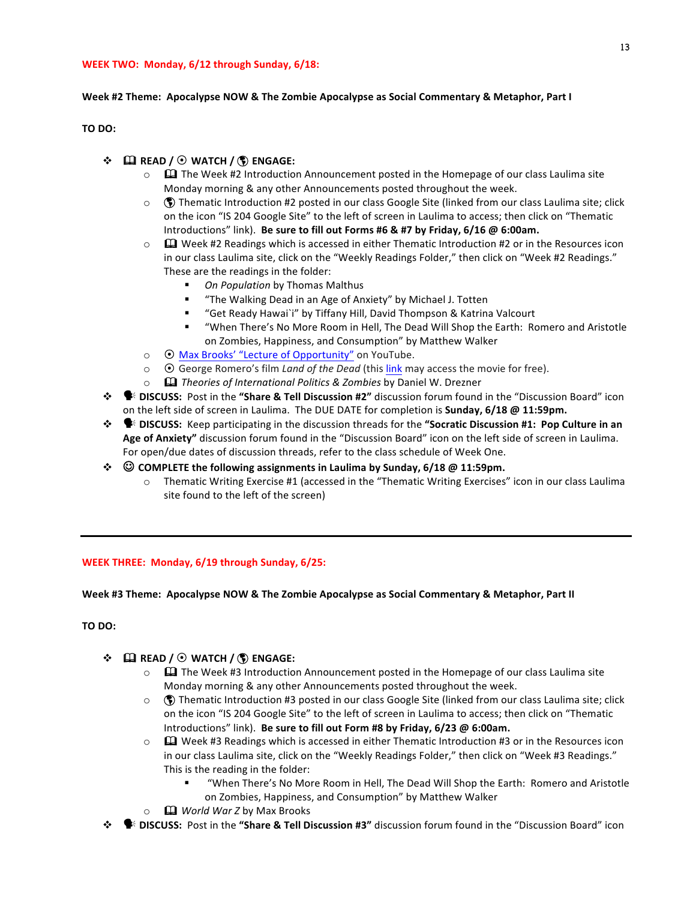**WEEK TWO: Monday, 6/12 through Sunday, 6/18:**

**Week #2 Theme: Apocalypse NOW & The Zombie Apocalypse as Social Commentary & Metaphor, Part I**

**TO DO:**

- 🕮 **READ / ⦿ WATCH / 🌎 ENGAGE:**
  - 🕮 The Week #2 Introduction Announcement posted in the Homepage of our class Laulima site Monday morning & any other Announcements posted throughout the week.
  - 🌎 Thematic Introduction #2 posted in our class Google Site (linked from our class Laulima site; click on the icon "IS 204 Google Site" to the left of screen in Laulima to access; then click on "Thematic Introductions" link). **Be sure to fill out Forms #6 & #7 by Friday, 6/16 @ 6:00am.**
  - 🕮 Week #2 Readings which is accessed in either Thematic Introduction #2 or in the Resources icon in our class Laulima site, click on the "Weekly Readings Folder," then click on "Week #2 Readings." These are the readings in the folder:
    - *On Population* by Thomas Malthus
    - "The Walking Dead in an Age of Anxiety" by Michael J. Totten
    - "Get Ready Hawai`i" by Tiffany Hill, David Thompson & Katrina Valcourt
    - "When There's No More Room in Hell, The Dead Will Shop the Earth: Romero and Aristotle on Zombies, Happiness, and Consumption" by Matthew Walker
  - ⦿ Max Brooks' "Lecture of Opportunity" on YouTube.
  - ⦿ George Romero's film *Land of the Dead* (this link may access the movie for free).
  - 🕮 *Theories of International Politics & Zombies* by Daniel W. Drezner
- 🗣 **DISCUSS:** Post in the **"Share & Tell Discussion #2"** discussion forum found in the "Discussion Board" icon on the left side of screen in Laulima. The DUE DATE for completion is **Sunday, 6/18 @ 11:59pm.**
- 🗣 **DISCUSS:** Keep participating in the discussion threads for the **"Socratic Discussion #1: Pop Culture in an Age of Anxiety"** discussion forum found in the "Discussion Board" icon on the left side of screen in Laulima. For open/due dates of discussion threads, refer to the class schedule of Week One.
- ☺ **COMPLETE the following assignments in Laulima by Sunday, 6/18 @ 11:59pm.**
  - Thematic Writing Exercise #1 (accessed in the "Thematic Writing Exercises" icon in our class Laulima site found to the left of the screen)

---

**WEEK THREE: Monday, 6/19 through Sunday, 6/25:**

**Week #3 Theme: Apocalypse NOW & The Zombie Apocalypse as Social Commentary & Metaphor, Part II**

**TO DO:**

- 🕮 **READ / ⦿ WATCH / 🌎 ENGAGE:**
  - 🕮 The Week #3 Introduction Announcement posted in the Homepage of our class Laulima site Monday morning & any other Announcements posted throughout the week.
  - 🌎 Thematic Introduction #3 posted in our class Google Site (linked from our class Laulima site; click on the icon "IS 204 Google Site" to the left of screen in Laulima to access; then click on "Thematic Introductions" link). **Be sure to fill out Form #8 by Friday, 6/23 @ 6:00am.**
  - 🕮 Week #3 Readings which is accessed in either Thematic Introduction #3 or in the Resources icon in our class Laulima site, click on the "Weekly Readings Folder," then click on "Week #3 Readings." This is the reading in the folder:
    - "When There's No More Room in Hell, The Dead Will Shop the Earth: Romero and Aristotle on Zombies, Happiness, and Consumption" by Matthew Walker
  - 🕮 *World War Z* by Max Brooks
- 🗣 **DISCUSS:** Post in the **"Share & Tell Discussion #3"** discussion forum found in the "Discussion Board" icon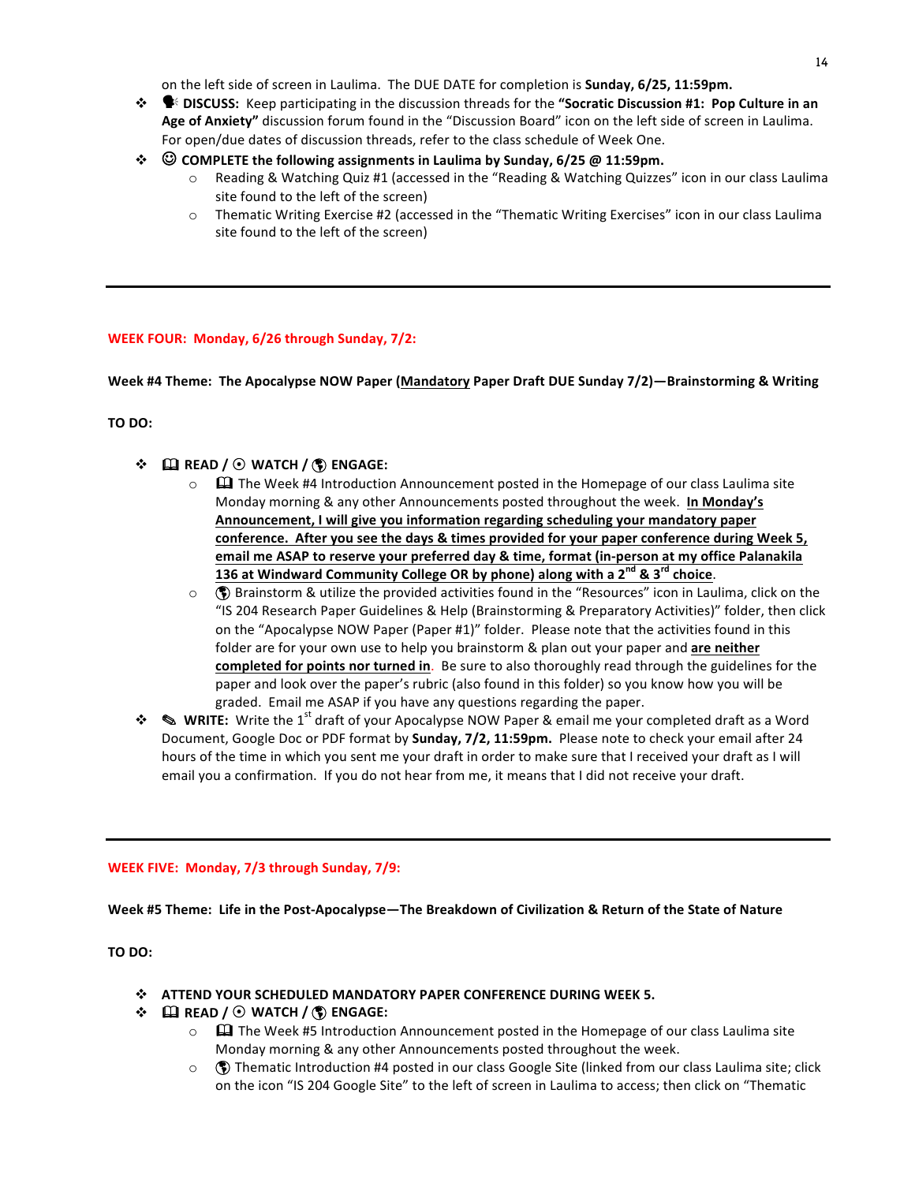on the left side of screen in Laulima. The DUE DATE for completion is **Sunday, 6/25, 11:59pm.**

- 🗣 **DISCUSS:** Keep participating in the discussion threads for the **"Socratic Discussion #1: Pop Culture in an Age of Anxiety"** discussion forum found in the "Discussion Board" icon on the left side of screen in Laulima. For open/due dates of discussion threads, refer to the class schedule of Week One.
- ☺ **COMPLETE the following assignments in Laulima by Sunday, 6/25 @ 11:59pm.**
  - Reading & Watching Quiz #1 (accessed in the "Reading & Watching Quizzes" icon in our class Laulima site found to the left of the screen)
  - Thematic Writing Exercise #2 (accessed in the "Thematic Writing Exercises" icon in our class Laulima site found to the left of the screen)

---

## WEEK FOUR: Monday, 6/26 through Sunday, 7/2:

**Week #4 Theme: The Apocalypse NOW Paper (<u>Mandatory</u> Paper Draft DUE Sunday 7/2)—Brainstorming & Writing**

**TO DO:**

- 🕮 **READ /** ⦿ **WATCH /** 🌎 **ENGAGE:**
  - 🕮 The Week #4 Introduction Announcement posted in the Homepage of our class Laulima site Monday morning & any other Announcements posted throughout the week. **<u>In Monday's Announcement, I will give you information regarding scheduling your mandatory paper conference. After you see the days & times provided for your paper conference during Week 5, email me ASAP to reserve your preferred day & time, format (in-person at my office Palanakila 136 at Windward Community College OR by phone) along with a 2nd & 3rd choice</u>**.
  - 🌎 Brainstorm & utilize the provided activities found in the "Resources" icon in Laulima, click on the "IS 204 Research Paper Guidelines & Help (Brainstorming & Preparatory Activities)" folder, then click on the "Apocalypse NOW Paper (Paper #1)" folder. Please note that the activities found in this folder are for your own use to help you brainstorm & plan out your paper and **<u>are neither completed for points nor turned in</u>**. Be sure to also thoroughly read through the guidelines for the paper and look over the paper's rubric (also found in this folder) so you know how you will be graded. Email me ASAP if you have any questions regarding the paper.
- ✎ **WRITE:** Write the 1st draft of your Apocalypse NOW Paper & email me your completed draft as a Word Document, Google Doc or PDF format by **Sunday, 7/2, 11:59pm.** Please note to check your email after 24 hours of the time in which you sent me your draft in order to make sure that I received your draft as I will email you a confirmation. If you do not hear from me, it means that I did not receive your draft.

---

## WEEK FIVE: Monday, 7/3 through Sunday, 7/9:

**Week #5 Theme: Life in the Post-Apocalypse—The Breakdown of Civilization & Return of the State of Nature**

**TO DO:**

- **ATTEND YOUR SCHEDULED MANDATORY PAPER CONFERENCE DURING WEEK 5.**
- 🕮 **READ /** ⦿ **WATCH /** 🌎 **ENGAGE:**
  - 🕮 The Week #5 Introduction Announcement posted in the Homepage of our class Laulima site Monday morning & any other Announcements posted throughout the week.
  - 🌎 Thematic Introduction #4 posted in our class Google Site (linked from our class Laulima site; click on the icon "IS 204 Google Site" to the left of screen in Laulima to access; then click on "Thematic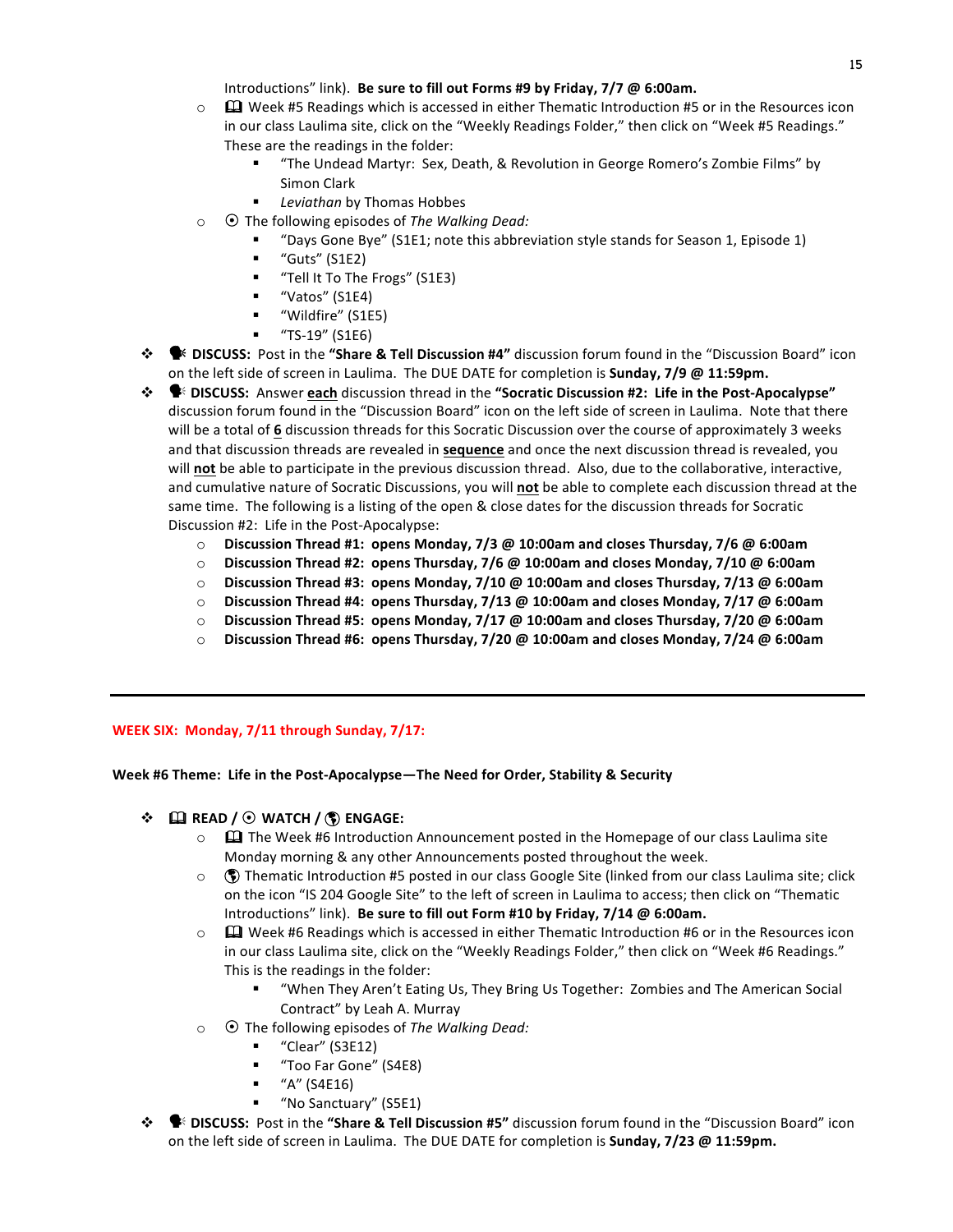Introductions" link). **Be sure to fill out Forms #9 by Friday, 7/7 @ 6:00am.**
  - 🕮 Week #5 Readings which is accessed in either Thematic Introduction #5 or in the Resources icon in our class Laulima site, click on the "Weekly Readings Folder," then click on "Week #5 Readings." These are the readings in the folder:
    - "The Undead Martyr: Sex, Death, & Revolution in George Romero's Zombie Films" by Simon Clark
    - *Leviathan* by Thomas Hobbes
  - ⦿ The following episodes of *The Walking Dead:*
    - "Days Gone Bye" (S1E1; note this abbreviation style stands for Season 1, Episode 1)
    - "Guts" (S1E2)
    - "Tell It To The Frogs" (S1E3)
    - "Vatos" (S1E4)
    - "Wildfire" (S1E5)
    - "TS-19" (S1E6)

- **DISCUSS:** Post in the **"Share & Tell Discussion #4"** discussion forum found in the "Discussion Board" icon on the left side of screen in Laulima. The DUE DATE for completion is **Sunday, 7/9 @ 11:59pm.**
- **DISCUSS:** Answer **each** discussion thread in the **"Socratic Discussion #2: Life in the Post-Apocalypse"** discussion forum found in the "Discussion Board" icon on the left side of screen in Laulima. Note that there will be a total of **6** discussion threads for this Socratic Discussion over the course of approximately 3 weeks and that discussion threads are revealed in **sequence** and once the next discussion thread is revealed, you will **not** be able to participate in the previous discussion thread. Also, due to the collaborative, interactive, and cumulative nature of Socratic Discussions, you will **not** be able to complete each discussion thread at the same time. The following is a listing of the open & close dates for the discussion threads for Socratic Discussion #2: Life in the Post-Apocalypse:
  - **Discussion Thread #1: opens Monday, 7/3 @ 10:00am and closes Thursday, 7/6 @ 6:00am**
  - **Discussion Thread #2: opens Thursday, 7/6 @ 10:00am and closes Monday, 7/10 @ 6:00am**
  - **Discussion Thread #3: opens Monday, 7/10 @ 10:00am and closes Thursday, 7/13 @ 6:00am**
  - **Discussion Thread #4: opens Thursday, 7/13 @ 10:00am and closes Monday, 7/17 @ 6:00am**
  - **Discussion Thread #5: opens Monday, 7/17 @ 10:00am and closes Thursday, 7/20 @ 6:00am**
  - **Discussion Thread #6: opens Thursday, 7/20 @ 10:00am and closes Monday, 7/24 @ 6:00am**

---

## WEEK SIX: Monday, 7/11 through Sunday, 7/17:

**Week #6 Theme: Life in the Post-Apocalypse—The Need for Order, Stability & Security**

- **🕮 READ / ⦿ WATCH / ENGAGE:**
  - 🕮 The Week #6 Introduction Announcement posted in the Homepage of our class Laulima site Monday morning & any other Announcements posted throughout the week.
  - Thematic Introduction #5 posted in our class Google Site (linked from our class Laulima site; click on the icon "IS 204 Google Site" to the left of screen in Laulima to access; then click on "Thematic Introductions" link). **Be sure to fill out Form #10 by Friday, 7/14 @ 6:00am.**
  - 🕮 Week #6 Readings which is accessed in either Thematic Introduction #6 or in the Resources icon in our class Laulima site, click on the "Weekly Readings Folder," then click on "Week #6 Readings." This is the readings in the folder:
    - "When They Aren't Eating Us, They Bring Us Together: Zombies and The American Social Contract" by Leah A. Murray
  - ⦿ The following episodes of *The Walking Dead:*
    - "Clear" (S3E12)
    - "Too Far Gone" (S4E8)
    - "A" (S4E16)
    - "No Sanctuary" (S5E1)
- **DISCUSS:** Post in the **"Share & Tell Discussion #5"** discussion forum found in the "Discussion Board" icon on the left side of screen in Laulima. The DUE DATE for completion is **Sunday, 7/23 @ 11:59pm.**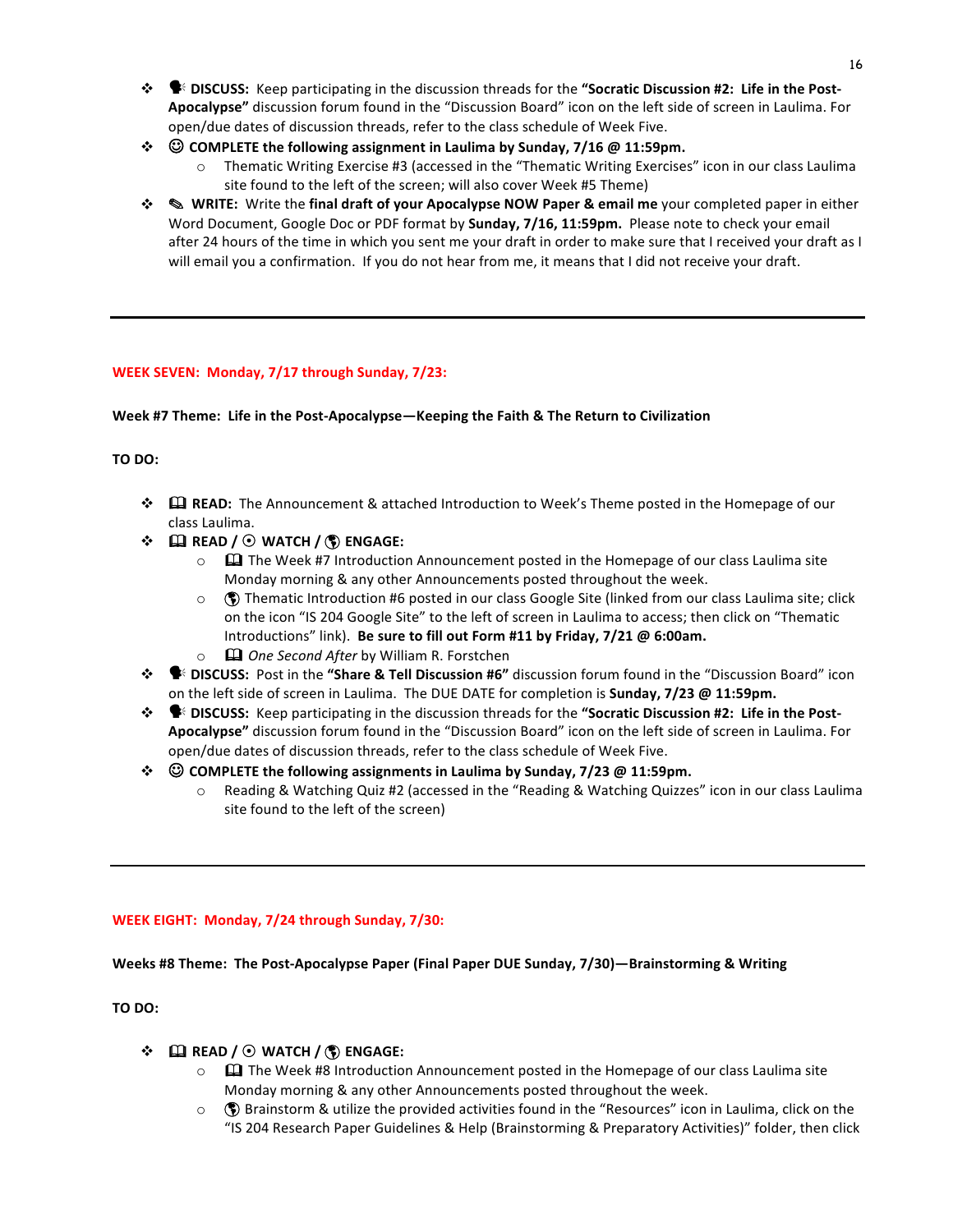- 🗣 **DISCUSS:** Keep participating in the discussion threads for the **"Socratic Discussion #2: Life in the Post-Apocalypse"** discussion forum found in the "Discussion Board" icon on the left side of screen in Laulima. For open/due dates of discussion threads, refer to the class schedule of Week Five.
- ☺ **COMPLETE the following assignment in Laulima by Sunday, 7/16 @ 11:59pm.**
  - Thematic Writing Exercise #3 (accessed in the "Thematic Writing Exercises" icon in our class Laulima site found to the left of the screen; will also cover Week #5 Theme)
- ✎ **WRITE:** Write the **final draft of your Apocalypse NOW Paper & email me** your completed paper in either Word Document, Google Doc or PDF format by **Sunday, 7/16, 11:59pm.** Please note to check your email after 24 hours of the time in which you sent me your draft in order to make sure that I received your draft as I will email you a confirmation. If you do not hear from me, it means that I did not receive your draft.

---

**WEEK SEVEN: Monday, 7/17 through Sunday, 7/23:**

**Week #7 Theme: Life in the Post-Apocalypse—Keeping the Faith & The Return to Civilization**

**TO DO:**

- 🕮 **READ:** The Announcement & attached Introduction to Week's Theme posted in the Homepage of our class Laulima.
- 🕮 **READ /** ⦿ **WATCH /** 🌎 **ENGAGE:**
  - 🕮 The Week #7 Introduction Announcement posted in the Homepage of our class Laulima site Monday morning & any other Announcements posted throughout the week.
  - 🌎 Thematic Introduction #6 posted in our class Google Site (linked from our class Laulima site; click on the icon "IS 204 Google Site" to the left of screen in Laulima to access; then click on "Thematic Introductions" link). **Be sure to fill out Form #11 by Friday, 7/21 @ 6:00am.**
  - 🕮 *One Second After* by William R. Forstchen
- 🗣 **DISCUSS:** Post in the **"Share & Tell Discussion #6"** discussion forum found in the "Discussion Board" icon on the left side of screen in Laulima. The DUE DATE for completion is **Sunday, 7/23 @ 11:59pm.**
- 🗣 **DISCUSS:** Keep participating in the discussion threads for the **"Socratic Discussion #2: Life in the Post-Apocalypse"** discussion forum found in the "Discussion Board" icon on the left side of screen in Laulima. For open/due dates of discussion threads, refer to the class schedule of Week Five.
- ☺ **COMPLETE the following assignments in Laulima by Sunday, 7/23 @ 11:59pm.**
  - Reading & Watching Quiz #2 (accessed in the "Reading & Watching Quizzes" icon in our class Laulima site found to the left of the screen)

---

**WEEK EIGHT: Monday, 7/24 through Sunday, 7/30:**

**Weeks #8 Theme: The Post-Apocalypse Paper (Final Paper DUE Sunday, 7/30)—Brainstorming & Writing**

**TO DO:**

- 🕮 **READ /** ⦿ **WATCH /** 🌎 **ENGAGE:**
  - 🕮 The Week #8 Introduction Announcement posted in the Homepage of our class Laulima site Monday morning & any other Announcements posted throughout the week.
  - 🌎 Brainstorm & utilize the provided activities found in the "Resources" icon in Laulima, click on the "IS 204 Research Paper Guidelines & Help (Brainstorming & Preparatory Activities)" folder, then click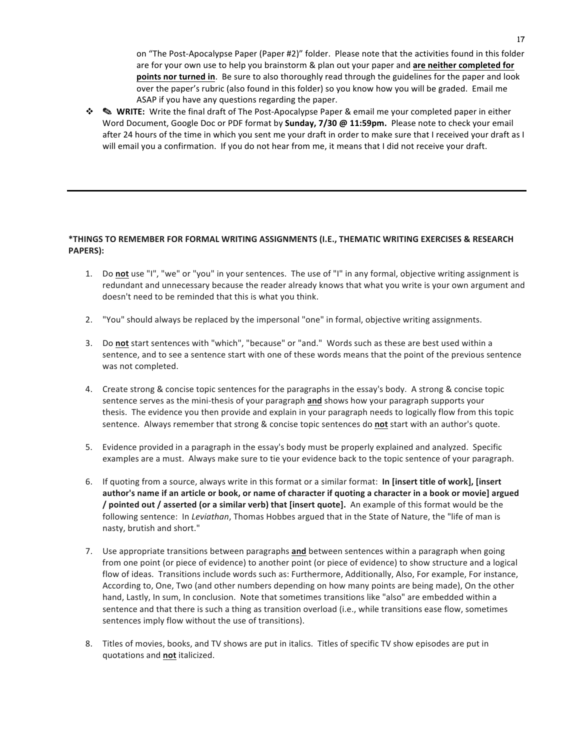on "The Post-Apocalypse Paper (Paper #2)" folder. Please note that the activities found in this folder are for your own use to help you brainstorm & plan out your paper and **are neither completed for points nor turned in**. Be sure to also thoroughly read through the guidelines for the paper and look over the paper's rubric (also found in this folder) so you know how you will be graded. Email me ASAP if you have any questions regarding the paper.

- ✎ **WRITE:** Write the final draft of The Post-Apocalypse Paper & email me your completed paper in either Word Document, Google Doc or PDF format by **Sunday, 7/30 @ 11:59pm.** Please note to check your email after 24 hours of the time in which you sent me your draft in order to make sure that I received your draft as I will email you a confirmation. If you do not hear from me, it means that I did not receive your draft.

---

**\*THINGS TO REMEMBER FOR FORMAL WRITING ASSIGNMENTS (I.E., THEMATIC WRITING EXERCISES & RESEARCH PAPERS):**

1. Do **not** use "I", "we" or "you" in your sentences. The use of "I" in any formal, objective writing assignment is redundant and unnecessary because the reader already knows that what you write is your own argument and doesn't need to be reminded that this is what you think.

2. "You" should always be replaced by the impersonal "one" in formal, objective writing assignments.

3. Do **not** start sentences with "which", "because" or "and." Words such as these are best used within a sentence, and to see a sentence start with one of these words means that the point of the previous sentence was not completed.

4. Create strong & concise topic sentences for the paragraphs in the essay's body. A strong & concise topic sentence serves as the mini-thesis of your paragraph **and** shows how your paragraph supports your thesis. The evidence you then provide and explain in your paragraph needs to logically flow from this topic sentence. Always remember that strong & concise topic sentences do **not** start with an author's quote.

5. Evidence provided in a paragraph in the essay's body must be properly explained and analyzed. Specific examples are a must. Always make sure to tie your evidence back to the topic sentence of your paragraph.

6. If quoting from a source, always write in this format or a similar format: **In [insert title of work], [insert author's name if an article or book, or name of character if quoting a character in a book or movie] argued / pointed out / asserted (or a similar verb) that [insert quote].** An example of this format would be the following sentence: In *Leviathan*, Thomas Hobbes argued that in the State of Nature, the "life of man is nasty, brutish and short."

7. Use appropriate transitions between paragraphs **and** between sentences within a paragraph when going from one point (or piece of evidence) to another point (or piece of evidence) to show structure and a logical flow of ideas. Transitions include words such as: Furthermore, Additionally, Also, For example, For instance, According to, One, Two (and other numbers depending on how many points are being made), On the other hand, Lastly, In sum, In conclusion. Note that sometimes transitions like "also" are embedded within a sentence and that there is such a thing as transition overload (i.e., while transitions ease flow, sometimes sentences imply flow without the use of transitions).

8. Titles of movies, books, and TV shows are put in italics. Titles of specific TV show episodes are put in quotations and **not** italicized.